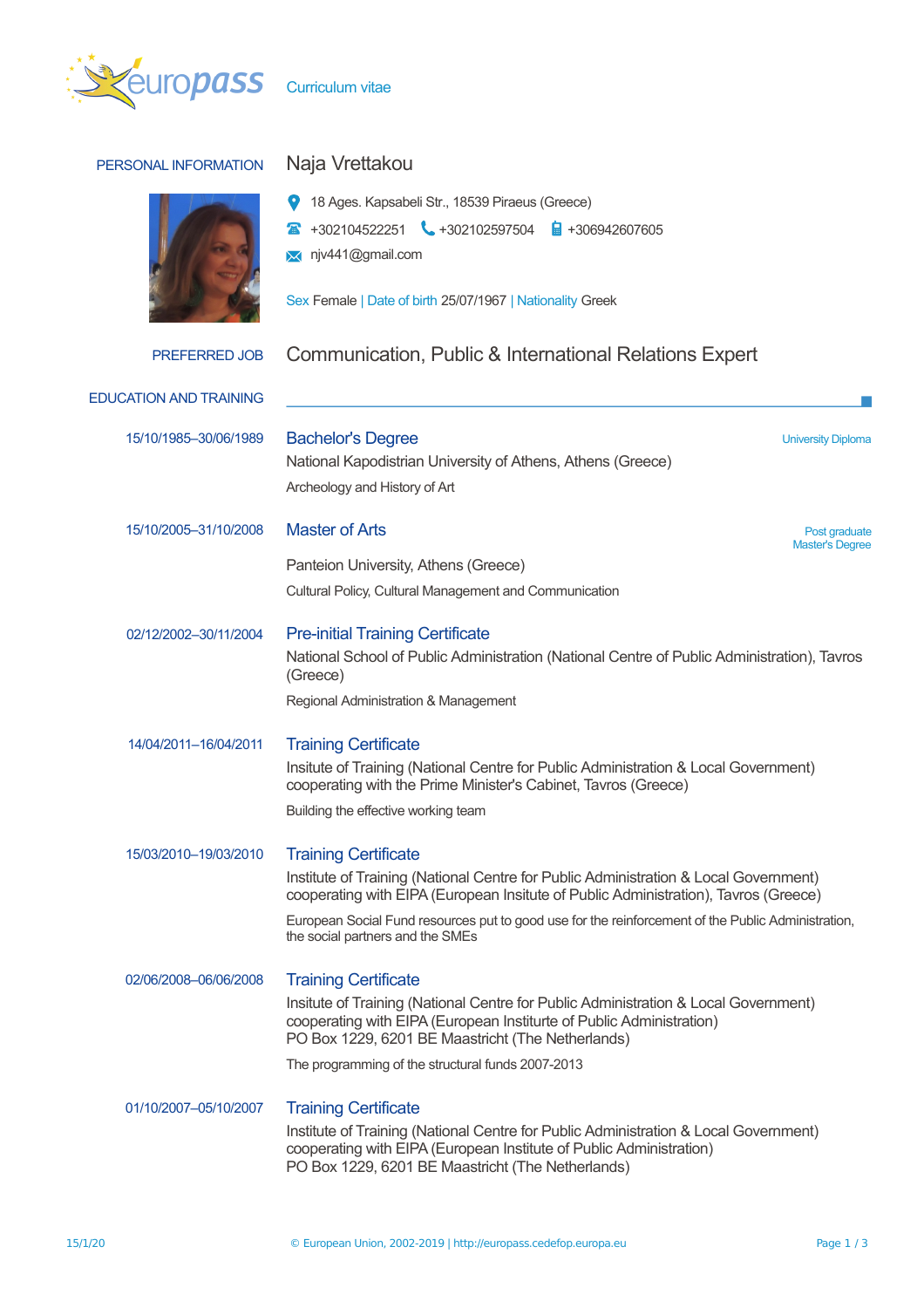europass Curriculum vitae

## PERSONAL INFORMATION

# Naja Vrettakou

18 Ages. Kapsabeli Str., 18539 Piraeus (Greece)

+302104522251 +302102597504 +306942607605

njv441@gmail.com

Sex Female | Date of birth 25/07/1967 | Nationality Greek

## PREFERRED JOB

Communication, Public & International Relations Expert

## EDUCATION AND TRAINING

**15/10/1985–30/06/1989**

### Bachelor's Degree

University Diploma

National Kapodistrian University of Athens, Athens (Greece)

Archeology and History of Art

**15/10/2005–31/10/2008**

### Master of Arts

Post graduate Master's Degree

Panteion University, Athens (Greece)

Cultural Policy, Cultural Management and Communication

**02/12/2002–30/11/2004**

### Pre-initial Training Certificate

National School of Public Administration (National Centre of Public Administration), Tavros (Greece)

Regional Administration & Management

**14/04/2011–16/04/2011**

### Training Certificate

Insitute of Training (National Centre for Public Administration & Local Government) cooperating with the Prime Minister's Cabinet, Tavros (Greece)

Building the effective working team

**15/03/2010–19/03/2010**

### Training Certificate

Institute of Training (National Centre for Public Administration & Local Government) cooperating with EIPA (European Insitute of Public Administration), Tavros (Greece)

European Social Fund resources put to good use for the reinforcement of the Public Administration, the social partners and the SMEs

**02/06/2008–06/06/2008**

### Training Certificate

Insitute of Training (National Centre for Public Administration & Local Government) cooperating with EIPA (European Instituurte of Public Administration)
PO Box 1229, 6201 BE Maastricht (The Netherlands)

The programming of the structural funds 2007-2013

**01/10/2007–05/10/2007**

### Training Certificate

Institute of Training (National Centre for Public Administration & Local Government) cooperating with EIPA (European Institute of Public Administration)
PO Box 1229, 6201 BE Maastricht (The Netherlands)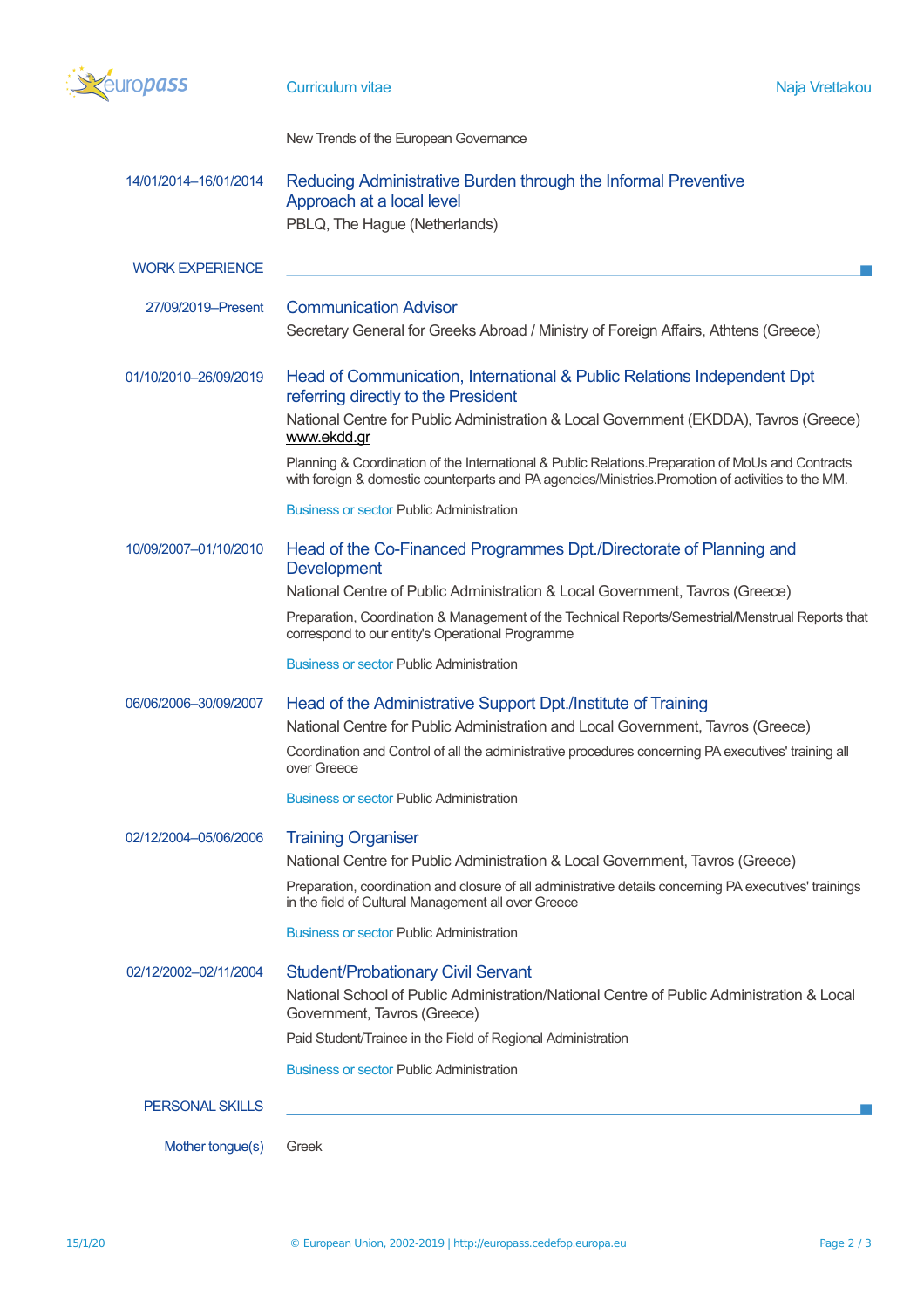New Trends of the European Governance

14/01/2014–16/01/2014

### Reducing Administrative Burden through the Informal Preventive Approach at a local level

PBLQ, The Hague (Netherlands)

## WORK EXPERIENCE

27/09/2019–Present

### Communication Advisor

Secretary General for Greeks Abroad / Ministry of Foreign Affairs, Athens (Greece)

01/10/2010–26/09/2019

### Head of Communication, International & Public Relations Independent Dpt referring directly to the President

National Centre for Public Administration & Local Government (EKDDA), Tavros (Greece)
www.ekdd.gr

Planning & Coordination of the International & Public Relations.Preparation of MoUs and Contracts with foreign & domestic counterparts and PA agencies/Ministries.Promotion of activities to the MM.

Business or sector Public Administration

10/09/2007–01/10/2010

### Head of the Co-Financed Programmes Dpt./Directorate of Planning and Development

National Centre of Public Administration & Local Government, Tavros (Greece)

Preparation, Coordination & Management of the Technical Reports/Semestrial/Menstrual Reports that correspond to our entity's Operational Programme

Business or sector Public Administration

06/06/2006–30/09/2007

### Head of the Administrative Support Dpt./Institute of Training

National Centre for Public Administration and Local Government, Tavros (Greece)

Coordination and Control of all the administrative procedures concerning PA executives' training all over Greece

Business or sector Public Administration

02/12/2004–05/06/2006

### Training Organiser

National Centre for Public Administration & Local Government, Tavros (Greece)

Preparation, coordination and closure of all administrative details concerning PA executives' trainings in the field of Cultural Management all over Greece

Business or sector Public Administration

02/12/2002–02/11/2004

### Student/Probationary Civil Servant

National School of Public Administration/National Centre of Public Administration & Local Government, Tavros (Greece)

Paid Student/Trainee in the Field of Regional Administration

Business or sector Public Administration

## PERSONAL SKILLS

Mother tongue(s) Greek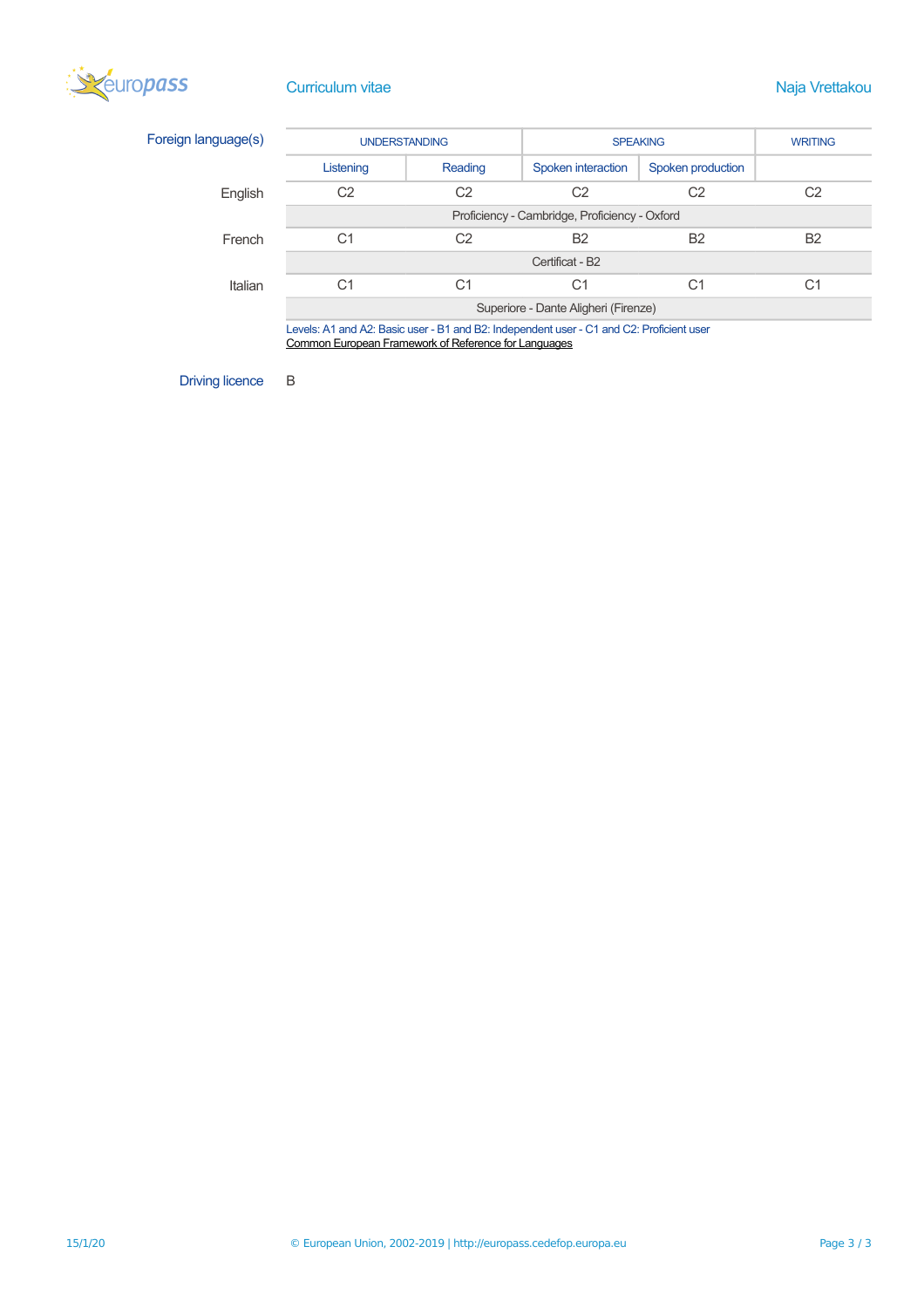## Foreign language(s)

| | UNDERSTANDING | | SPEAKING | | WRITING |
|---|---|---|---|---|---|
| | Listening | Reading | Spoken interaction | Spoken production | |
| English | C2 | C2 | C2 | C2 | C2 |
| | Proficiency - Cambridge, Proficiency - Oxford | | | | |
| French | C1 | C2 | B2 | B2 | B2 |
| | Certificat - B2 | | | | |
| Italian | C1 | C1 | C1 | C1 | C1 |
| | Superiore - Dante Aligheri (Firenze) | | | | |

Levels: A1 and A2: Basic user - B1 and B2: Independent user - C1 and C2: Proficient user
Common European Framework of Reference for Languages

## Driving licence

B